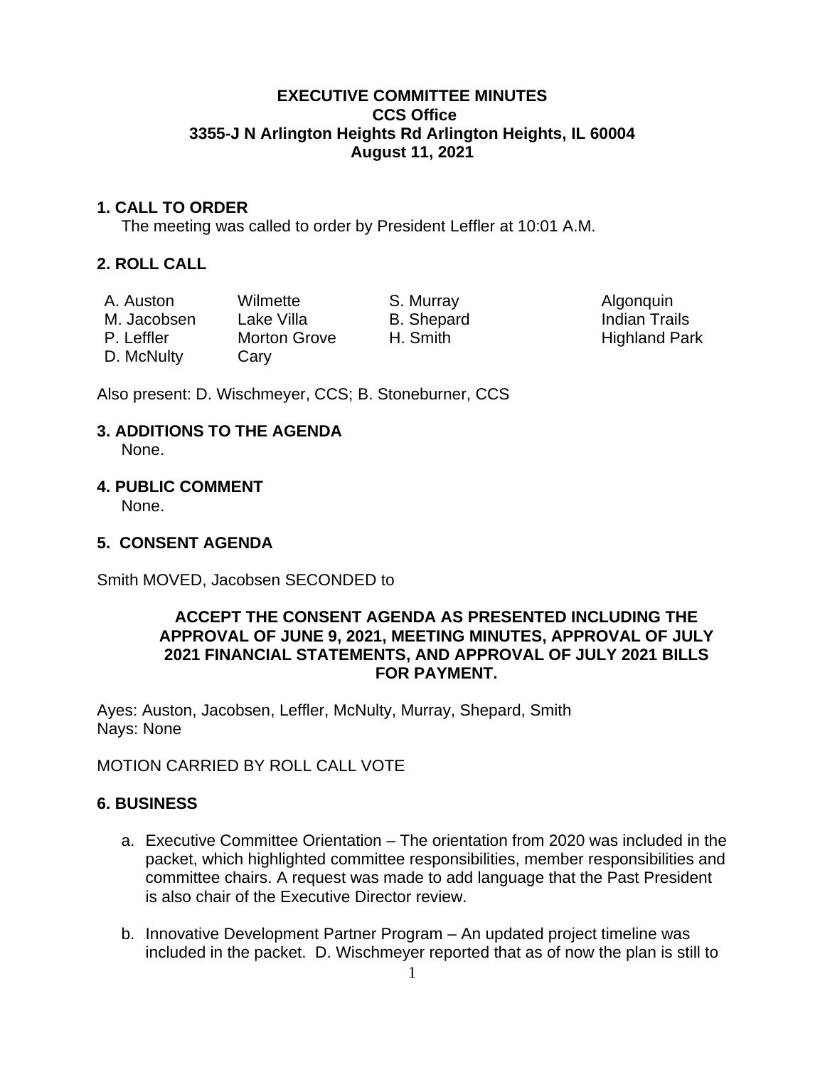**EXECUTIVE COMMITTEE MINUTES**
**CCS Office**
**3355-J N Arlington Heights Rd Arlington Heights, IL 60004**
**August 11, 2021**

## 1. CALL TO ORDER

The meeting was called to order by President Leffler at 10:01 A.M.

## 2. ROLL CALL

| | | | |
|---|---|---|---|
| A. Auston | Wilmette | S. Murray | Algonquin |
| M. Jacobsen | Lake Villa | B. Shepard | Indian Trails |
| P. Leffler | Morton Grove | H. Smith | Highland Park |
| D. McNulty | Cary | | |

Also present: D. Wischmeyer, CCS; B. Stoneburner, CCS

## 3. ADDITIONS TO THE AGENDA

None.

## 4. PUBLIC COMMENT

None.

## 5. CONSENT AGENDA

Smith MOVED, Jacobsen SECONDED to

**ACCEPT THE CONSENT AGENDA AS PRESENTED INCLUDING THE APPROVAL OF JUNE 9, 2021, MEETING MINUTES, APPROVAL OF JULY 2021 FINANCIAL STATEMENTS, AND APPROVAL OF JULY 2021 BILLS FOR PAYMENT.**

Ayes: Auston, Jacobsen, Leffler, McNulty, Murray, Shepard, Smith
Nays: None

MOTION CARRIED BY ROLL CALL VOTE

## 6. BUSINESS

a. Executive Committee Orientation – The orientation from 2020 was included in the packet, which highlighted committee responsibilities, member responsibilities and committee chairs. A request was made to add language that the Past President is also chair of the Executive Director review.

b. Innovative Development Partner Program – An updated project timeline was included in the packet. D. Wischmeyer reported that as of now the plan is still to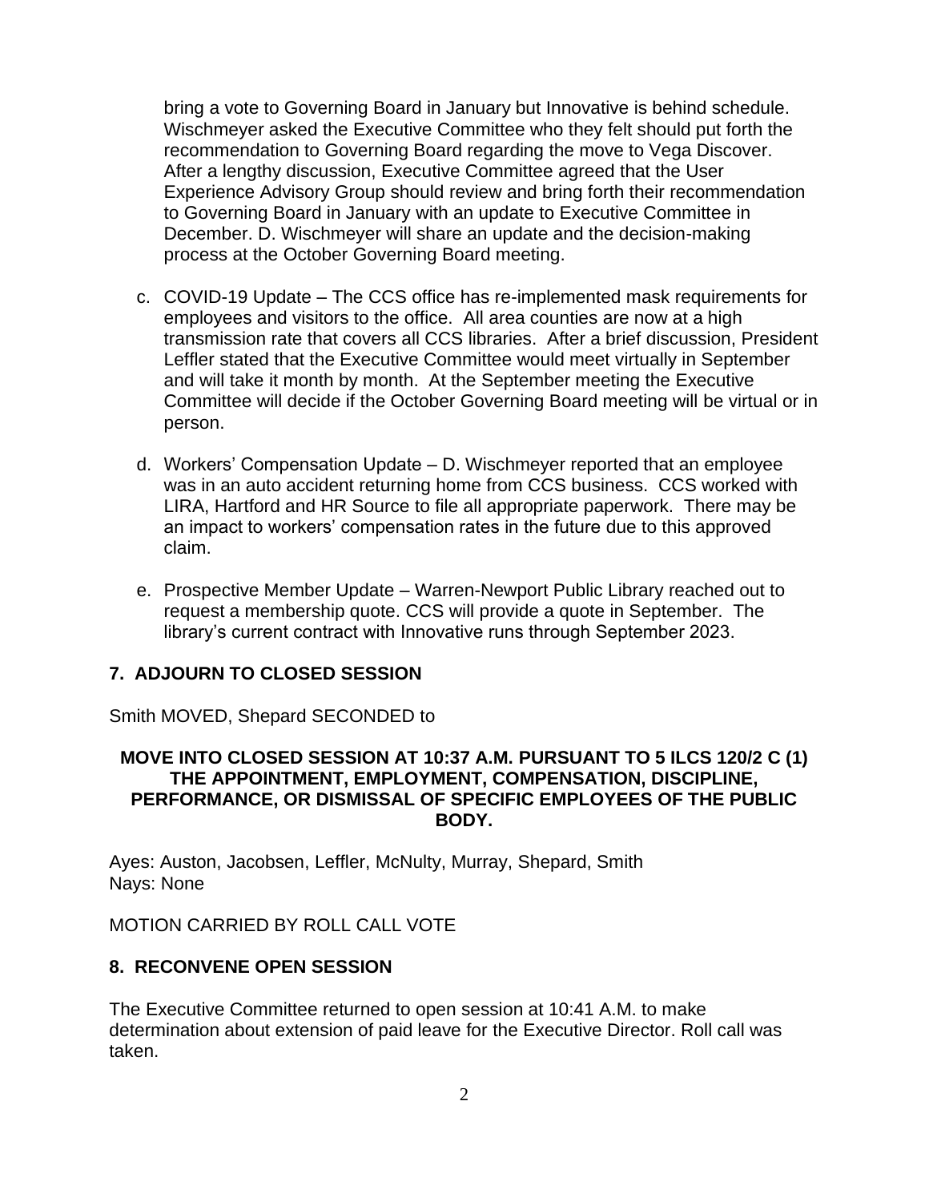bring a vote to Governing Board in January but Innovative is behind schedule. Wischmeyer asked the Executive Committee who they felt should put forth the recommendation to Governing Board regarding the move to Vega Discover. After a lengthy discussion, Executive Committee agreed that the User Experience Advisory Group should review and bring forth their recommendation to Governing Board in January with an update to Executive Committee in December. D. Wischmeyer will share an update and the decision-making process at the October Governing Board meeting.

c. COVID-19 Update – The CCS office has re-implemented mask requirements for employees and visitors to the office. All area counties are now at a high transmission rate that covers all CCS libraries. After a brief discussion, President Leffler stated that the Executive Committee would meet virtually in September and will take it month by month. At the September meeting the Executive Committee will decide if the October Governing Board meeting will be virtual or in person.

d. Workers' Compensation Update – D. Wischmeyer reported that an employee was in an auto accident returning home from CCS business. CCS worked with LIRA, Hartford and HR Source to file all appropriate paperwork. There may be an impact to workers' compensation rates in the future due to this approved claim.

e. Prospective Member Update – Warren-Newport Public Library reached out to request a membership quote. CCS will provide a quote in September. The library's current contract with Innovative runs through September 2023.

## 7. ADJOURN TO CLOSED SESSION

Smith MOVED, Shepard SECONDED to

**MOVE INTO CLOSED SESSION AT 10:37 A.M. PURSUANT TO 5 ILCS 120/2 C (1) THE APPOINTMENT, EMPLOYMENT, COMPENSATION, DISCIPLINE, PERFORMANCE, OR DISMISSAL OF SPECIFIC EMPLOYEES OF THE PUBLIC BODY.**

Ayes: Auston, Jacobsen, Leffler, McNulty, Murray, Shepard, Smith
Nays: None

MOTION CARRIED BY ROLL CALL VOTE

## 8. RECONVENE OPEN SESSION

The Executive Committee returned to open session at 10:41 A.M. to make determination about extension of paid leave for the Executive Director. Roll call was taken.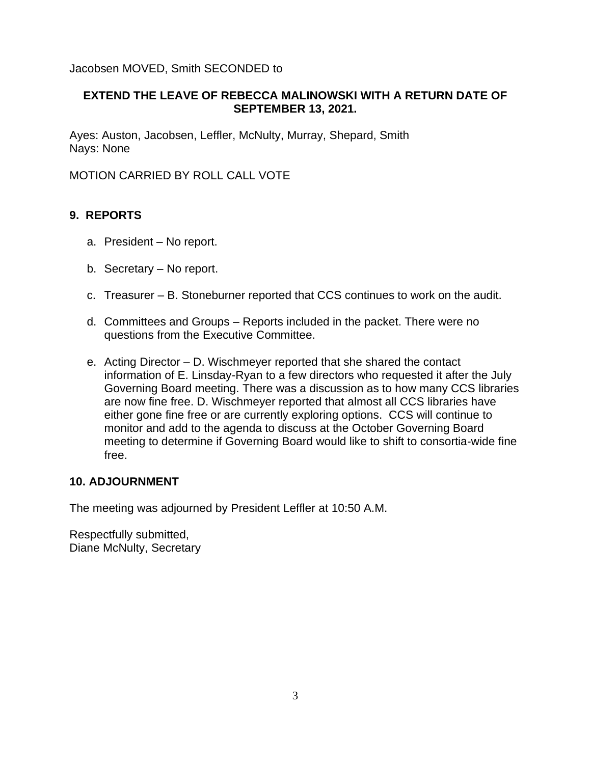Jacobsen MOVED, Smith SECONDED to

**EXTEND THE LEAVE OF REBECCA MALINOWSKI WITH A RETURN DATE OF SEPTEMBER 13, 2021.**

Ayes: Auston, Jacobsen, Leffler, McNulty, Murray, Shepard, Smith
Nays: None

MOTION CARRIED BY ROLL CALL VOTE

## 9. REPORTS

a. President – No report.

b. Secretary – No report.

c. Treasurer – B. Stoneburner reported that CCS continues to work on the audit.

d. Committees and Groups – Reports included in the packet. There were no questions from the Executive Committee.

e. Acting Director – D. Wischmeyer reported that she shared the contact information of E. Linsday-Ryan to a few directors who requested it after the July Governing Board meeting. There was a discussion as to how many CCS libraries are now fine free. D. Wischmeyer reported that almost all CCS libraries have either gone fine free or are currently exploring options. CCS will continue to monitor and add to the agenda to discuss at the October Governing Board meeting to determine if Governing Board would like to shift to consortia-wide fine free.

## 10. ADJOURNMENT

The meeting was adjourned by President Leffler at 10:50 A.M.

Respectfully submitted,
Diane McNulty, Secretary